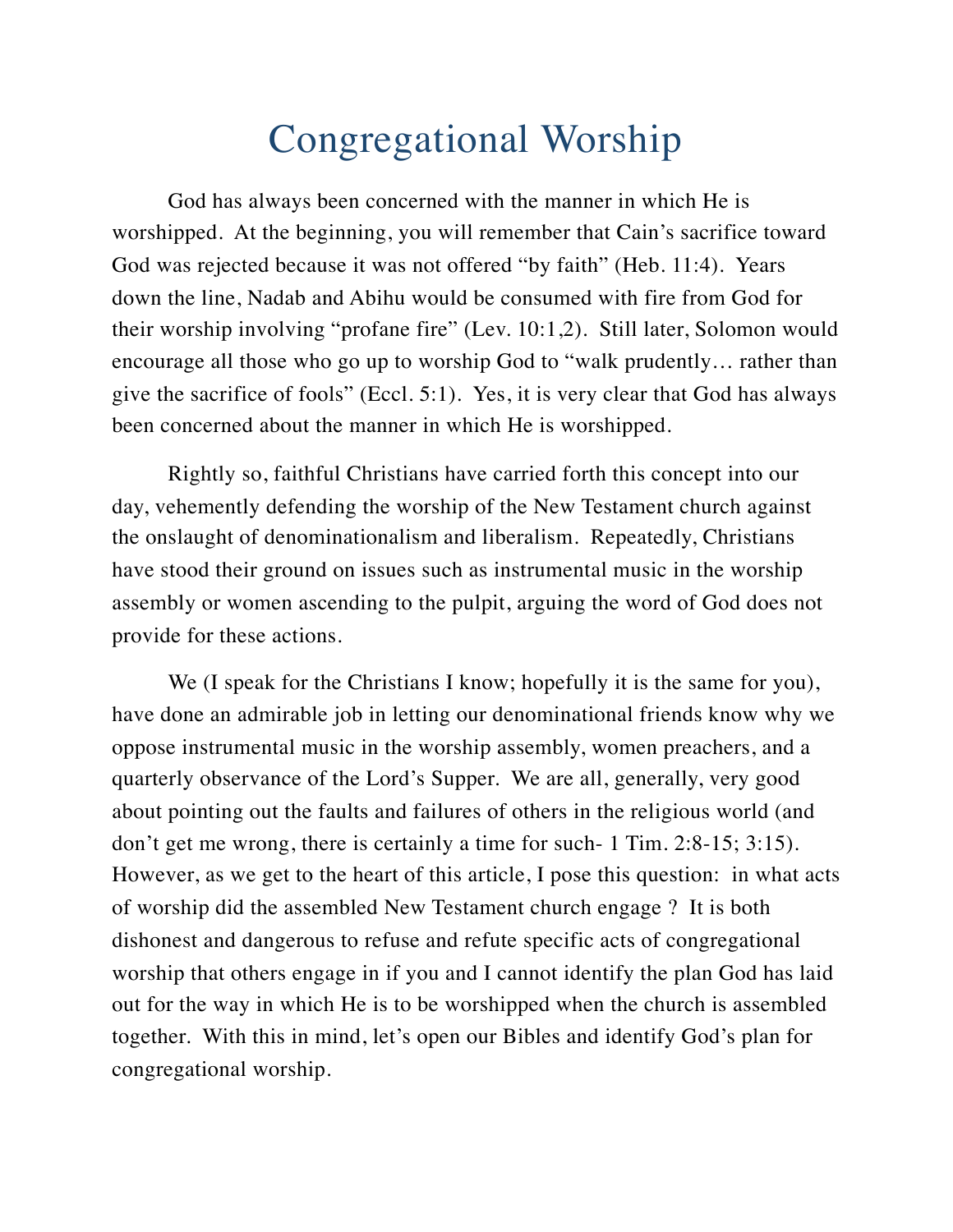# Congregational Worship

God has always been concerned with the manner in which He is worshipped. At the beginning, you will remember that Cain's sacrifice toward God was rejected because it was not offered "by faith" (Heb. 11:4). Years down the line, Nadab and Abihu would be consumed with fire from God for their worship involving "profane fire" (Lev. 10:1,2). Still later, Solomon would encourage all those who go up to worship God to "walk prudently… rather than give the sacrifice of fools" (Eccl. 5:1). Yes, it is very clear that God has always been concerned about the manner in which He is worshipped.

Rightly so, faithful Christians have carried forth this concept into our day, vehemently defending the worship of the New Testament church against the onslaught of denominationalism and liberalism. Repeatedly, Christians have stood their ground on issues such as instrumental music in the worship assembly or women ascending to the pulpit, arguing the word of God does not provide for these actions.

We (I speak for the Christians I know; hopefully it is the same for you), have done an admirable job in letting our denominational friends know why we oppose instrumental music in the worship assembly, women preachers, and a quarterly observance of the Lord's Supper. We are all, generally, very good about pointing out the faults and failures of others in the religious world (and don't get me wrong, there is certainly a time for such- 1 Tim. 2:8-15; 3:15). However, as we get to the heart of this article, I pose this question: in what acts of worship did the assembled New Testament church engage ? It is both dishonest and dangerous to refuse and refute specific acts of congregational worship that others engage in if you and I cannot identify the plan God has laid out for the way in which He is to be worshipped when the church is assembled together. With this in mind, let's open our Bibles and identify God's plan for congregational worship.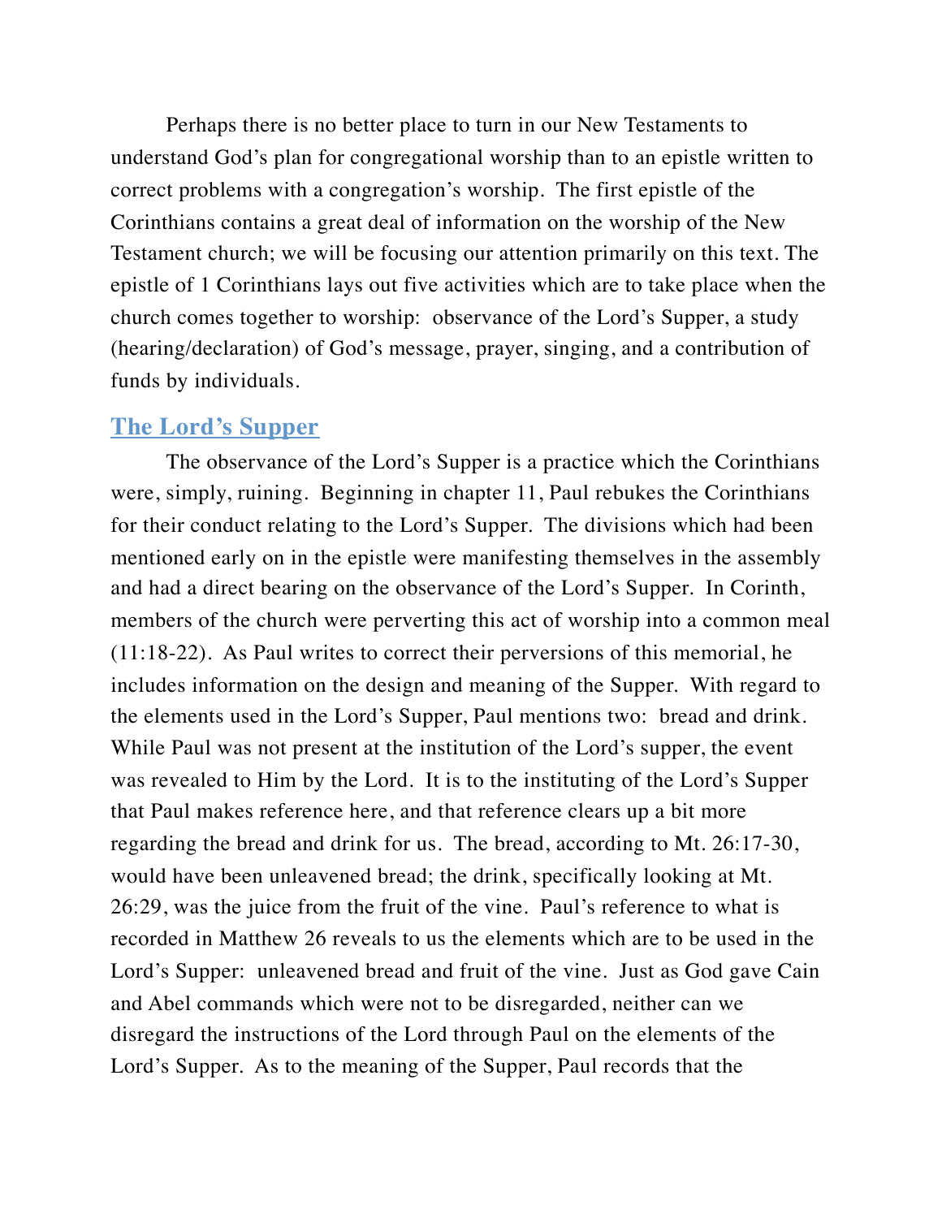Perhaps there is no better place to turn in our New Testaments to understand God's plan for congregational worship than to an epistle written to correct problems with a congregation's worship. The first epistle of the Corinthians contains a great deal of information on the worship of the New Testament church; we will be focusing our attention primarily on this text. The epistle of 1 Corinthians lays out five activities which are to take place when the church comes together to worship: observance of the Lord's Supper, a study (hearing/declaration) of God's message, prayer, singing, and a contribution of funds by individuals.

## The Lord's Supper

The observance of the Lord's Supper is a practice which the Corinthians were, simply, ruining. Beginning in chapter 11, Paul rebukes the Corinthians for their conduct relating to the Lord's Supper. The divisions which had been mentioned early on in the epistle were manifesting themselves in the assembly and had a direct bearing on the observance of the Lord's Supper. In Corinth, members of the church were perverting this act of worship into a common meal (11:18-22). As Paul writes to correct their perversions of this memorial, he includes information on the design and meaning of the Supper. With regard to the elements used in the Lord's Supper, Paul mentions two: bread and drink. While Paul was not present at the institution of the Lord's supper, the event was revealed to Him by the Lord. It is to the instituting of the Lord's Supper that Paul makes reference here, and that reference clears up a bit more regarding the bread and drink for us. The bread, according to Mt. 26:17-30, would have been unleavened bread; the drink, specifically looking at Mt. 26:29, was the juice from the fruit of the vine. Paul's reference to what is recorded in Matthew 26 reveals to us the elements which are to be used in the Lord's Supper: unleavened bread and fruit of the vine. Just as God gave Cain and Abel commands which were not to be disregarded, neither can we disregard the instructions of the Lord through Paul on the elements of the Lord's Supper. As to the meaning of the Supper, Paul records that the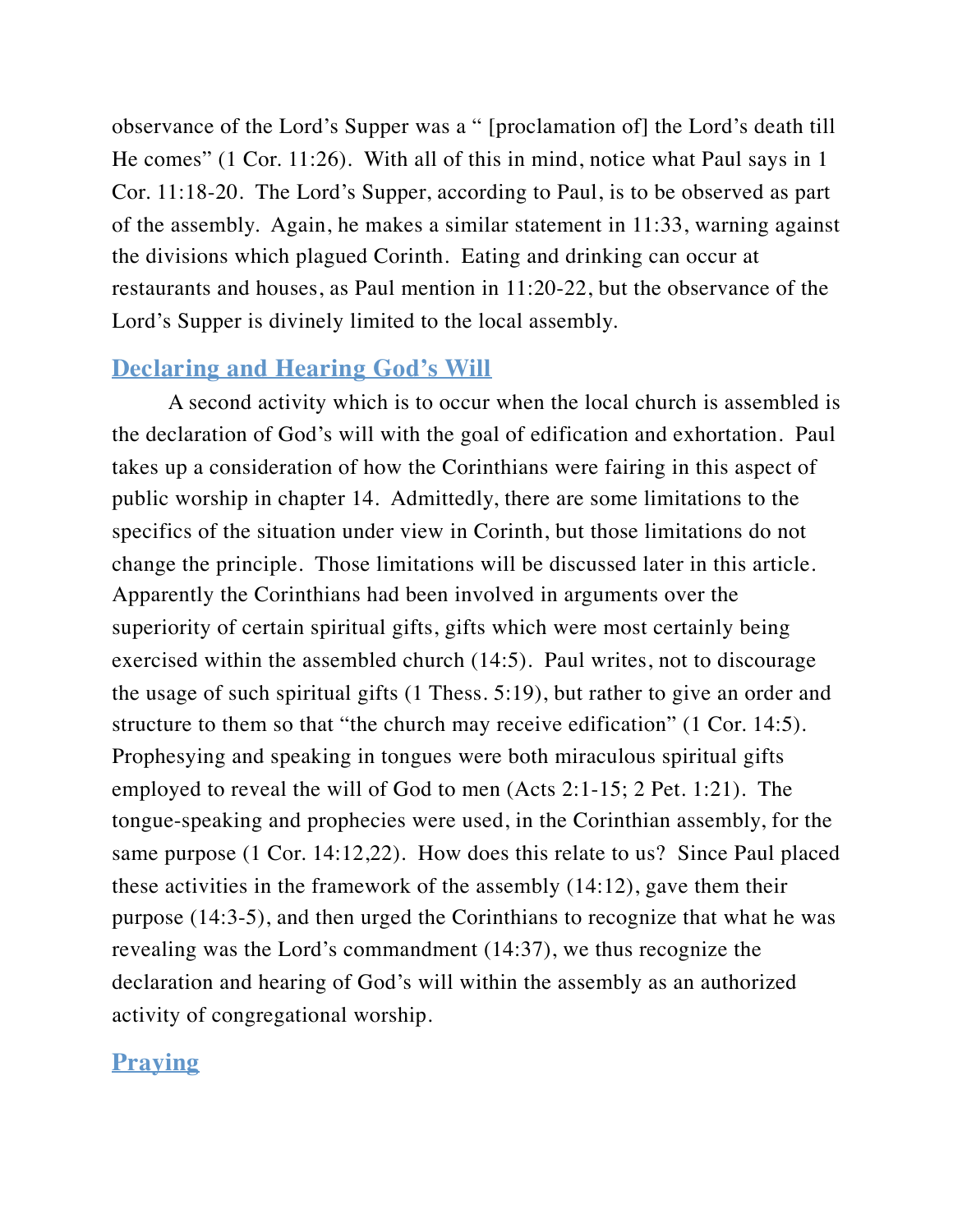observance of the Lord's Supper was a " [proclamation of] the Lord's death till He comes" (1 Cor. 11:26). With all of this in mind, notice what Paul says in 1 Cor. 11:18-20. The Lord's Supper, according to Paul, is to be observed as part of the assembly. Again, he makes a similar statement in 11:33, warning against the divisions which plagued Corinth. Eating and drinking can occur at restaurants and houses, as Paul mention in 11:20-22, but the observance of the Lord's Supper is divinely limited to the local assembly.

## Declaring and Hearing God's Will

A second activity which is to occur when the local church is assembled is the declaration of God's will with the goal of edification and exhortation. Paul takes up a consideration of how the Corinthians were fairing in this aspect of public worship in chapter 14. Admittedly, there are some limitations to the specifics of the situation under view in Corinth, but those limitations do not change the principle. Those limitations will be discussed later in this article. Apparently the Corinthians had been involved in arguments over the superiority of certain spiritual gifts, gifts which were most certainly being exercised within the assembled church (14:5). Paul writes, not to discourage the usage of such spiritual gifts (1 Thess. 5:19), but rather to give an order and structure to them so that "the church may receive edification" (1 Cor. 14:5). Prophesying and speaking in tongues were both miraculous spiritual gifts employed to reveal the will of God to men (Acts 2:1-15; 2 Pet. 1:21). The tongue-speaking and prophecies were used, in the Corinthian assembly, for the same purpose (1 Cor. 14:12,22). How does this relate to us? Since Paul placed these activities in the framework of the assembly (14:12), gave them their purpose (14:3-5), and then urged the Corinthians to recognize that what he was revealing was the Lord's commandment (14:37), we thus recognize the declaration and hearing of God's will within the assembly as an authorized activity of congregational worship.

## Praying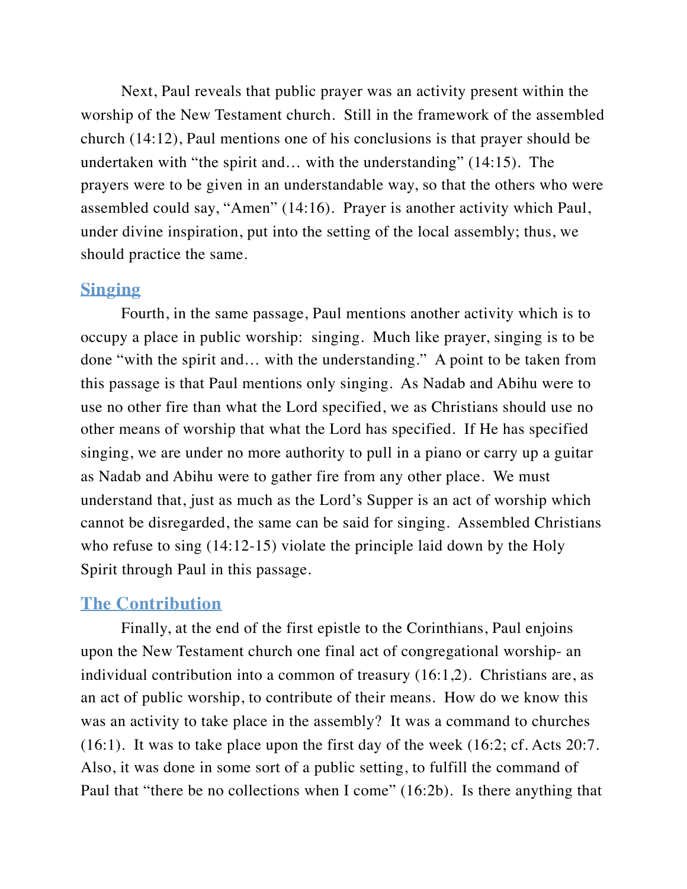Next, Paul reveals that public prayer was an activity present within the worship of the New Testament church. Still in the framework of the assembled church (14:12), Paul mentions one of his conclusions is that prayer should be undertaken with "the spirit and… with the understanding" (14:15). The prayers were to be given in an understandable way, so that the others who were assembled could say, "Amen" (14:16). Prayer is another activity which Paul, under divine inspiration, put into the setting of the local assembly; thus, we should practice the same.

## Singing

Fourth, in the same passage, Paul mentions another activity which is to occupy a place in public worship: singing. Much like prayer, singing is to be done "with the spirit and… with the understanding." A point to be taken from this passage is that Paul mentions only singing. As Nadab and Abihu were to use no other fire than what the Lord specified, we as Christians should use no other means of worship that what the Lord has specified. If He has specified singing, we are under no more authority to pull in a piano or carry up a guitar as Nadab and Abihu were to gather fire from any other place. We must understand that, just as much as the Lord's Supper is an act of worship which cannot be disregarded, the same can be said for singing. Assembled Christians who refuse to sing (14:12-15) violate the principle laid down by the Holy Spirit through Paul in this passage.

## The Contribution

Finally, at the end of the first epistle to the Corinthians, Paul enjoins upon the New Testament church one final act of congregational worship- an individual contribution into a common of treasury (16:1,2). Christians are, as an act of public worship, to contribute of their means. How do we know this was an activity to take place in the assembly? It was a command to churches (16:1). It was to take place upon the first day of the week (16:2; cf. Acts 20:7. Also, it was done in some sort of a public setting, to fulfill the command of Paul that "there be no collections when I come" (16:2b). Is there anything that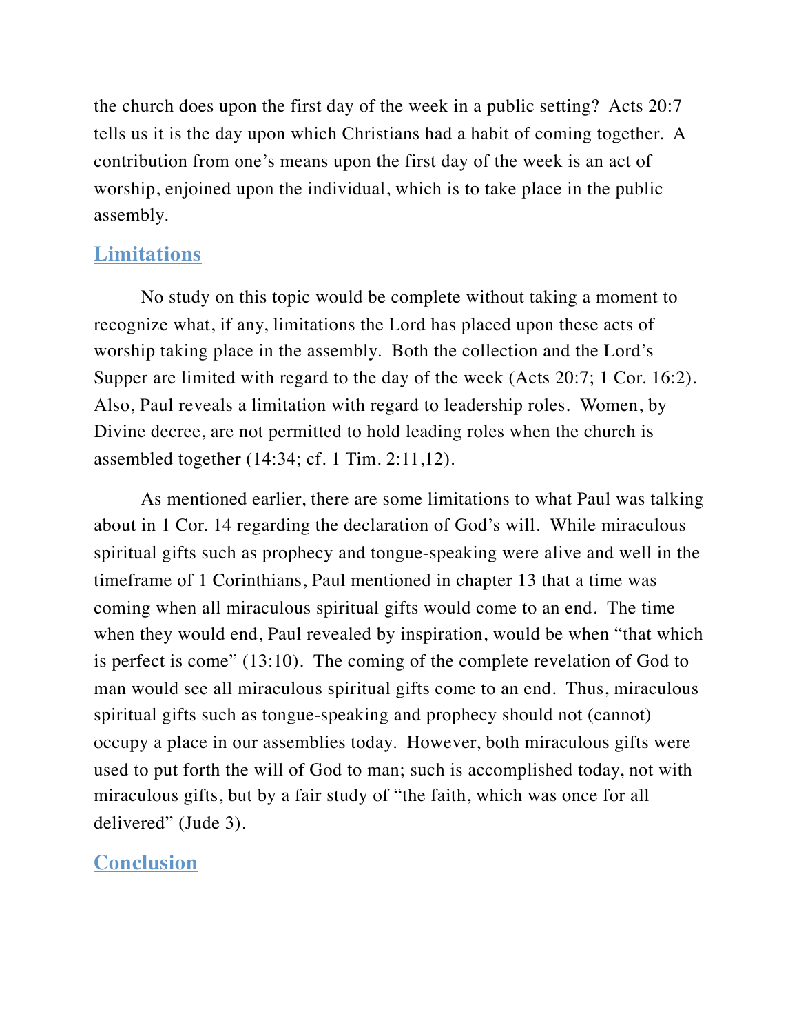the church does upon the first day of the week in a public setting? Acts 20:7 tells us it is the day upon which Christians had a habit of coming together. A contribution from one's means upon the first day of the week is an act of worship, enjoined upon the individual, which is to take place in the public assembly.

## Limitations

No study on this topic would be complete without taking a moment to recognize what, if any, limitations the Lord has placed upon these acts of worship taking place in the assembly. Both the collection and the Lord's Supper are limited with regard to the day of the week (Acts 20:7; 1 Cor. 16:2). Also, Paul reveals a limitation with regard to leadership roles. Women, by Divine decree, are not permitted to hold leading roles when the church is assembled together (14:34; cf. 1 Tim. 2:11,12).

As mentioned earlier, there are some limitations to what Paul was talking about in 1 Cor. 14 regarding the declaration of God's will. While miraculous spiritual gifts such as prophecy and tongue-speaking were alive and well in the timeframe of 1 Corinthians, Paul mentioned in chapter 13 that a time was coming when all miraculous spiritual gifts would come to an end. The time when they would end, Paul revealed by inspiration, would be when "that which is perfect is come" (13:10). The coming of the complete revelation of God to man would see all miraculous spiritual gifts come to an end. Thus, miraculous spiritual gifts such as tongue-speaking and prophecy should not (cannot) occupy a place in our assemblies today. However, both miraculous gifts were used to put forth the will of God to man; such is accomplished today, not with miraculous gifts, but by a fair study of "the faith, which was once for all delivered" (Jude 3).

## Conclusion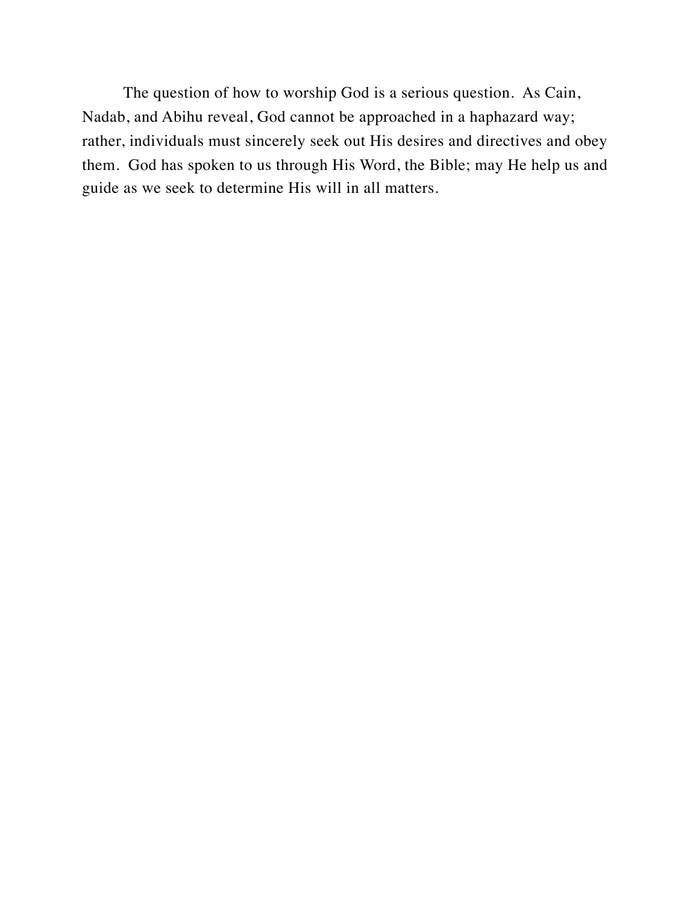The question of how to worship God is a serious question. As Cain, Nadab, and Abihu reveal, God cannot be approached in a haphazard way; rather, individuals must sincerely seek out His desires and directives and obey them. God has spoken to us through His Word, the Bible; may He help us and guide as we seek to determine His will in all matters.